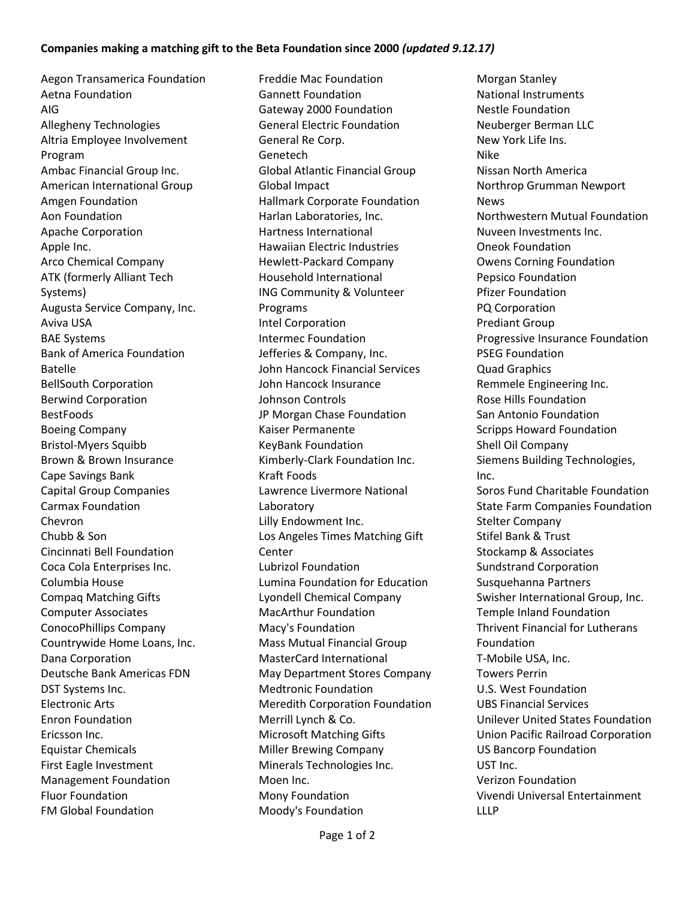**Companies making a matching gift to the Beta Foundation since 2000** ***(updated 9.12.17)***

Aegon Transamerica Foundation
Aetna Foundation
AIG
Allegheny Technologies
Altria Employee Involvement Program
Ambac Financial Group Inc.
American International Group
Amgen Foundation
Aon Foundation
Apache Corporation
Apple Inc.
Arco Chemical Company
ATK (formerly Alliant Tech Systems)
Augusta Service Company, Inc.
Aviva USA
BAE Systems
Bank of America Foundation
Batelle
BellSouth Corporation
Berwind Corporation
BestFoods
Boeing Company
Bristol-Myers Squibb
Brown & Brown Insurance
Cape Savings Bank
Capital Group Companies
Carmax Foundation
Chevron
Chubb & Son
Cincinnati Bell Foundation
Coca Cola Enterprises Inc.
Columbia House
Compaq Matching Gifts
Computer Associates
ConocoPhillips Company
Countrywide Home Loans, Inc.
Dana Corporation
Deutsche Bank Americas FDN
DST Systems Inc.
Electronic Arts
Enron Foundation
Ericsson Inc.
Equistar Chemicals
First Eagle Investment Management Foundation
Fluor Foundation
FM Global Foundation
Freddie Mac Foundation
Gannett Foundation
Gateway 2000 Foundation
General Electric Foundation
General Re Corp.
Genetech
Global Atlantic Financial Group
Global Impact
Hallmark Corporate Foundation
Harlan Laboratories, Inc.
Hartness International
Hawaiian Electric Industries
Hewlett-Packard Company
Household International
ING Community & Volunteer Programs
Intel Corporation
Intermec Foundation
Jefferies & Company, Inc.
John Hancock Financial Services
John Hancock Insurance
Johnson Controls
JP Morgan Chase Foundation
Kaiser Permanente
KeyBank Foundation
Kimberly-Clark Foundation Inc.
Kraft Foods
Lawrence Livermore National Laboratory
Lilly Endowment Inc.
Los Angeles Times Matching Gift Center
Lubrizol Foundation
Lumina Foundation for Education
Lyondell Chemical Company
MacArthur Foundation
Macy's Foundation
Mass Mutual Financial Group
MasterCard International
May Department Stores Company
Medtronic Foundation
Meredith Corporation Foundation
Merrill Lynch & Co.
Microsoft Matching Gifts
Miller Brewing Company
Minerals Technologies Inc.
Moen Inc.
Mony Foundation
Moody's Foundation
Morgan Stanley
National Instruments
Nestle Foundation
Neuberger Berman LLC
New York Life Ins.
Nike
Nissan North America
Northrop Grumman Newport News
Northwestern Mutual Foundation
Nuveen Investments Inc.
Oneok Foundation
Owens Corning Foundation
Pepsico Foundation
Pfizer Foundation
PQ Corporation
Prediant Group
Progressive Insurance Foundation
PSEG Foundation
Quad Graphics
Remmele Engineering Inc.
Rose Hills Foundation
San Antonio Foundation
Scripps Howard Foundation
Shell Oil Company
Siemens Building Technologies, Inc.
Soros Fund Charitable Foundation
State Farm Companies Foundation
Stelter Company
Stifel Bank & Trust
Stockamp & Associates
Sundstrand Corporation
Susquehanna Partners
Swisher International Group, Inc.
Temple Inland Foundation
Thrivent Financial for Lutherans Foundation
T-Mobile USA, Inc.
Towers Perrin
U.S. West Foundation
UBS Financial Services
Unilever United States Foundation
Union Pacific Railroad Corporation
US Bancorp Foundation
UST Inc.
Verizon Foundation
Vivendi Universal Entertainment LLLP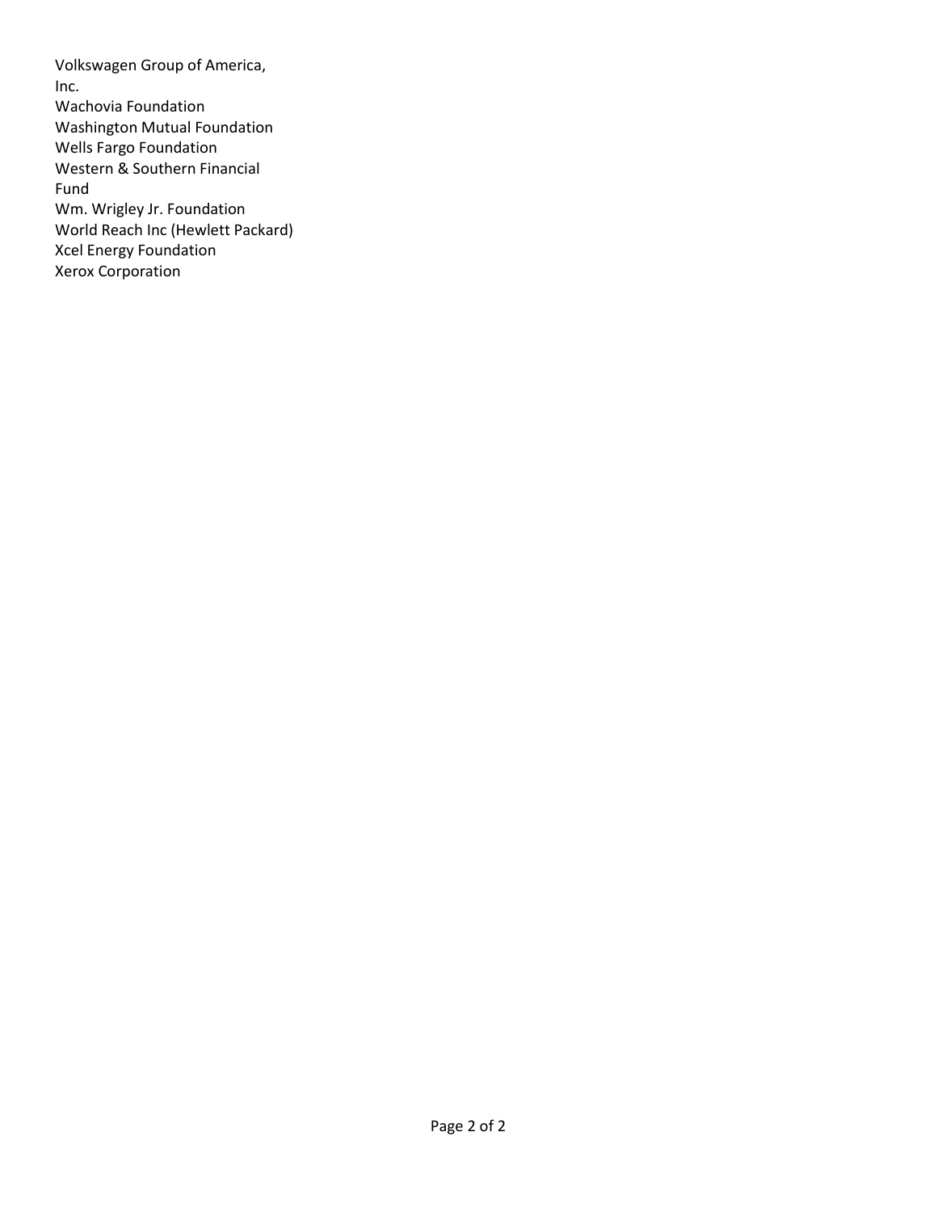Volkswagen Group of America, Inc.
Wachovia Foundation
Washington Mutual Foundation
Wells Fargo Foundation
Western & Southern Financial Fund
Wm. Wrigley Jr. Foundation
World Reach Inc (Hewlett Packard)
Xcel Energy Foundation
Xerox Corporation